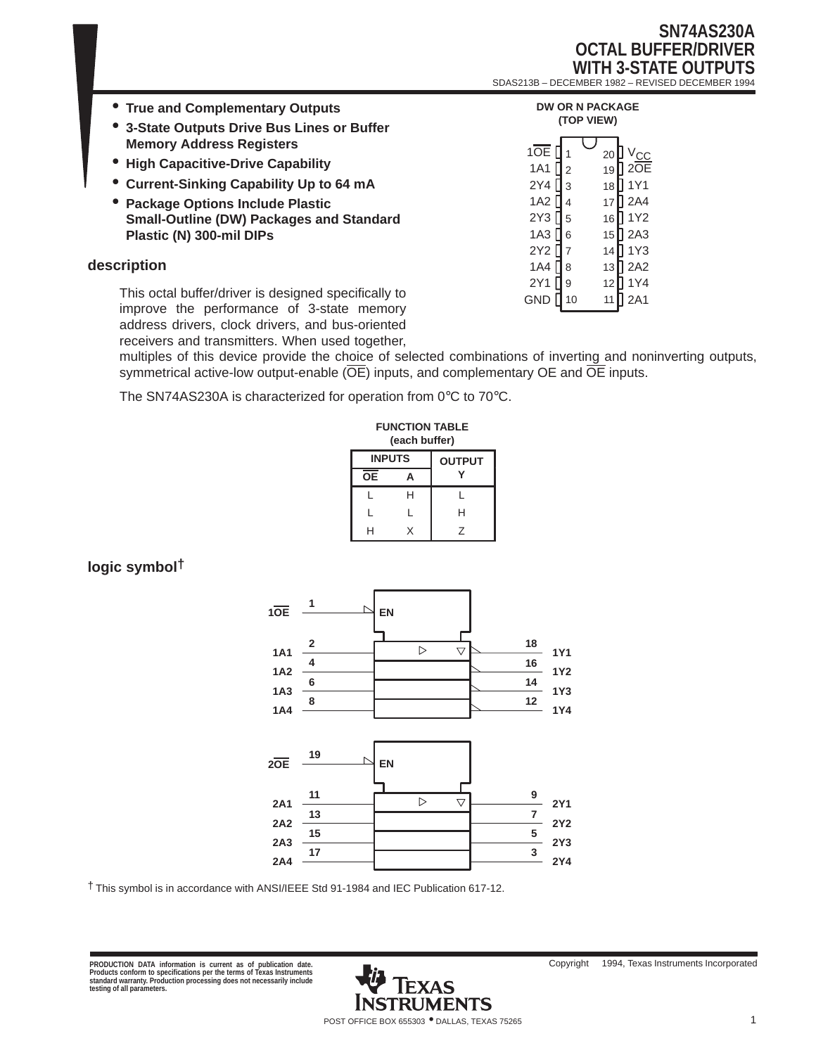# SN74AS230A OCTAL BUFFER/DRIVER WITH 3-STATE OUTPUTS

SDAS213B – DECEMBER 1982 – REVISED DECEMBER 1994

- **True and Complementary Outputs**
- **3-State Outputs Drive Bus Lines or Buffer Memory Address Registers**
- **High Capacitive-Drive Capability**
- **Current-Sinking Capability Up to 64 mA**
- **Package Options Include Plastic Small-Outline (DW) Packages and Standard Plastic (N) 300-mil DIPs**

**DW OR N PACKAGE (TOP VIEW)**

| Pin | Name | Pin | Name |
|---|---|---|---|
| 1 | 1OE | 20 | V$_{CC}$ |
| 2 | 1A1 | 19 | 2OE |
| 3 | 2Y4 | 18 | 1Y1 |
| 4 | 1A2 | 17 | 2A4 |
| 5 | 2Y3 | 16 | 1Y2 |
| 6 | 1A3 | 15 | 2A3 |
| 7 | 2Y2 | 14 | 1Y3 |
| 8 | 1A4 | 13 | 2A2 |
| 9 | 2Y1 | 12 | 1Y4 |
| 10 | GND | 11 | 2A1 |

## description

This octal buffer/driver is designed specifically to improve the performance of 3-state memory address drivers, clock drivers, and bus-oriented receivers and transmitters. When used together, multiples of this device provide the choice of selected combinations of inverting and noninverting outputs, symmetrical active-low output-enable (OE) inputs, and complementary OE and OE inputs.

The SN74AS230A is characterized for operation from 0°C to 70°C.

**FUNCTION TABLE (each buffer)**

| INPUTS | | OUTPUT |
|---|---|---|
| OE | A | Y |
| L | H | L |
| L | L | H |
| H | X | Z |

## logic symbol†

| Input | Pin | Output | Pin |
|---|---|---|---|
| 1OE | 1 | EN | |
| 1A1 | 2 | 1Y1 | 18 |
| 1A2 | 4 | 1Y2 | 16 |
| 1A3 | 6 | 1Y3 | 14 |
| 1A4 | 8 | 1Y4 | 12 |
| 2OE | 19 | EN | |
| 2A1 | 11 | 2Y1 | 9 |
| 2A2 | 13 | 2Y2 | 7 |
| 2A3 | 15 | 2Y3 | 5 |
| 2A4 | 17 | 2Y4 | 3 |

† This symbol is in accordance with ANSI/IEEE Std 91-1984 and IEC Publication 617-12.

PRODUCTION DATA information is current as of publication date. Products conform to specifications per the terms of Texas Instruments standard warranty. Production processing does not necessarily include testing of all parameters.

Copyright © 1994, Texas Instruments Incorporated

TEXAS INSTRUMENTS

POST OFFICE BOX 655303 • DALLAS, TEXAS 75265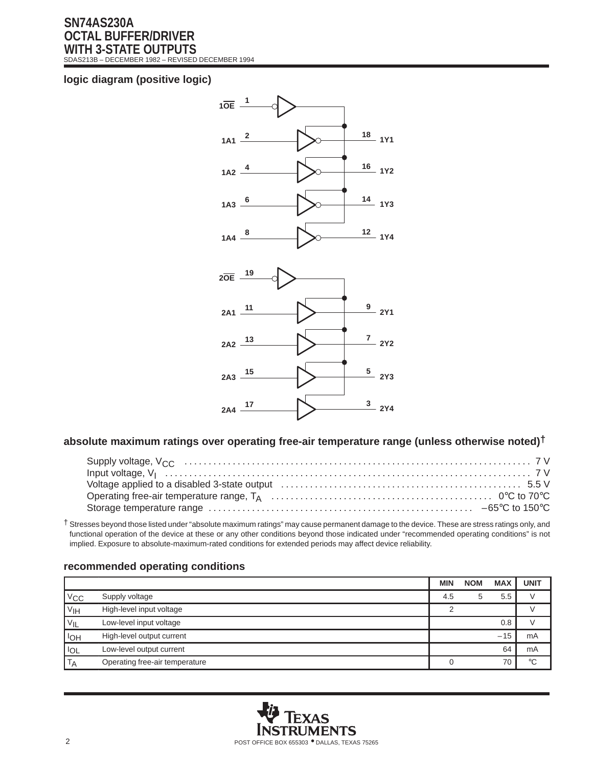## logic diagram (positive logic)

| Input | Pin | Output | Pin |
|---|---|---|---|
| $1\overline{OE}$ | 1 | | |
| 1A1 | 2 | 1Y1 | 18 |
| 1A2 | 4 | 1Y2 | 16 |
| 1A3 | 6 | 1Y3 | 14 |
| 1A4 | 8 | 1Y4 | 12 |
| $2\overline{OE}$ | 19 | | |
| 2A1 | 11 | 2Y1 | 9 |
| 2A2 | 13 | 2Y2 | 7 |
| 2A3 | 15 | 2Y3 | 5 |
| 2A4 | 17 | 2Y4 | 3 |

## absolute maximum ratings over operating free-air temperature range (unless otherwise noted)†

- Supply voltage, $V_{CC}$ . . . . . . . . . . 7 V
- Input voltage, $V_I$ . . . . . . . . . . 7 V
- Voltage applied to a disabled 3-state output . . . . . . . . . . 5.5 V
- Operating free-air temperature range, $T_A$ . . . . . . . . . . 0°C to 70°C
- Storage temperature range . . . . . . . . . . –65°C to 150°C

† Stresses beyond those listed under "absolute maximum ratings" may cause permanent damage to the device. These are stress ratings only, and functional operation of the device at these or any other conditions beyond those indicated under "recommended operating conditions" is not implied. Exposure to absolute-maximum-rated conditions for extended periods may affect device reliability.

## recommended operating conditions

| | | MIN | NOM | MAX | UNIT |
|---|---|---|---|---|---|
| $V_{CC}$ | Supply voltage | 4.5 | 5 | 5.5 | V |
| $V_{IH}$ | High-level input voltage | 2 | | | V |
| $V_{IL}$ | Low-level input voltage | | | 0.8 | V |
| $I_{OH}$ | High-level output current | | | –15 | mA |
| $I_{OL}$ | Low-level output current | | | 64 | mA |
| $T_A$ | Operating free-air temperature | 0 | | 70 | °C |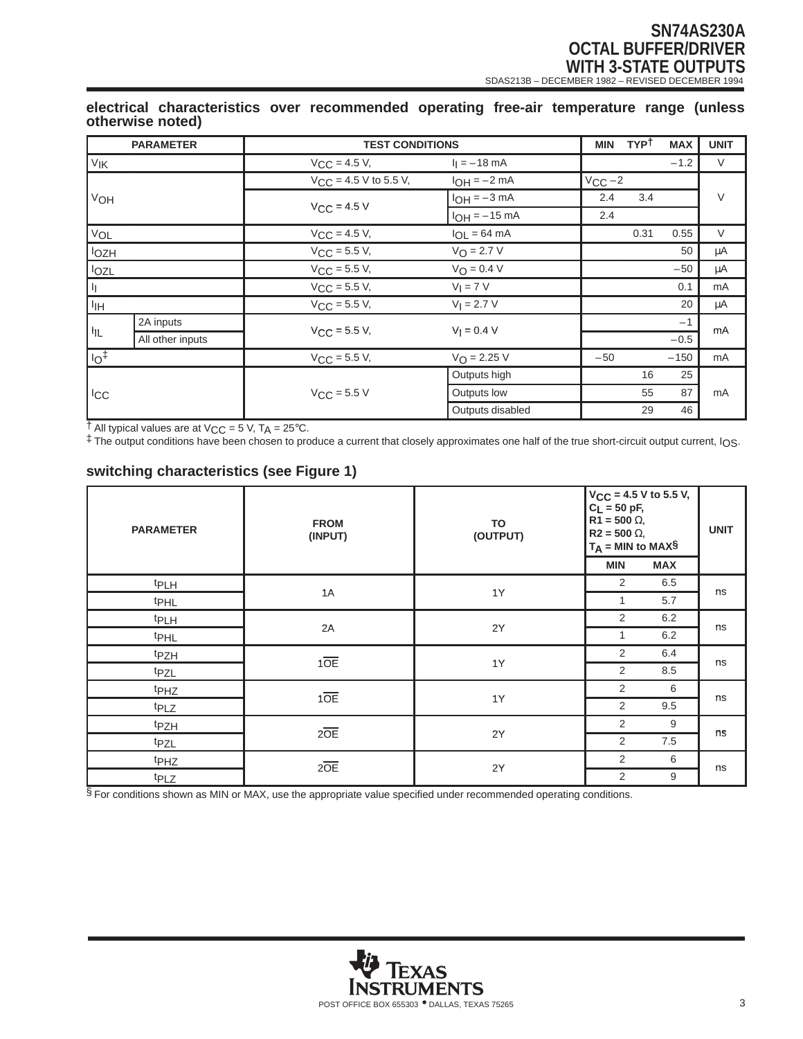## electrical characteristics over recommended operating free-air temperature range (unless otherwise noted)

| PARAMETER | | TEST CONDITIONS | | MIN | TYP† | MAX | UNIT |
|---|---|---|---|---|---|---|---|
| $V_{IK}$ | | $V_{CC}$ = 4.5 V, | $I_I$ = –18 mA | | | –1.2 | V |
| $V_{OH}$ | | $V_{CC}$ = 4.5 V to 5.5 V, | $I_{OH}$ = –2 mA | $V_{CC}$ –2 | | | V |
| | | $V_{CC}$ = 4.5 V | $I_{OH}$ = –3 mA | 2.4 | 3.4 | | |
| | | | $I_{OH}$ = –15 mA | 2.4 | | | |
| $V_{OL}$ | | $V_{CC}$ = 4.5 V, | $I_{OL}$ = 64 mA | | 0.31 | 0.55 | V |
| $I_{OZH}$ | | $V_{CC}$ = 5.5 V, | $V_O$ = 2.7 V | | | 50 | μA |
| $I_{OZL}$ | | $V_{CC}$ = 5.5 V, | $V_O$ = 0.4 V | | | –50 | μA |
| $I_I$ | | $V_{CC}$ = 5.5 V, | $V_I$ = 7 V | | | 0.1 | mA |
| $I_{IH}$ | | $V_{CC}$ = 5.5 V, | $V_I$ = 2.7 V | | | 20 | μA |
| $I_{IL}$ | 2A inputs | $V_{CC}$ = 5.5 V, | $V_I$ = 0.4 V | | | –1 | mA |
| | All other inputs | | | | | –0.5 | |
| $I_O$‡ | | $V_{CC}$ = 5.5 V, | $V_O$ = 2.25 V | –50 | | –150 | mA |
| $I_{CC}$ | | $V_{CC}$ = 5.5 V | Outputs high | | 16 | 25 | mA |
| | | | Outputs low | | 55 | 87 | |
| | | | Outputs disabled | | 29 | 46 | |

† All typical values are at $V_{CC}$ = 5 V, $T_A$ = 25°C.
‡ The output conditions have been chosen to produce a current that closely approximates one half of the true short-circuit output current, $I_{OS}$.

## switching characteristics (see Figure 1)

| PARAMETER | FROM (INPUT) | TO (OUTPUT) | $V_{CC}$ = 4.5 V to 5.5 V, $C_L$ = 50 pF, R1 = 500 Ω, R2 = 500 Ω, $T_A$ = MIN to MAX§ MIN | MAX | UNIT |
|---|---|---|---|---|---|
| $t_{PLH}$ | 1A | 1Y | 2 | 6.5 | ns |
| $t_{PHL}$ | | | 1 | 5.7 | |
| $t_{PLH}$ | 2A | 2Y | 2 | 6.2 | ns |
| $t_{PHL}$ | | | 1 | 6.2 | |
| $t_{PZH}$ | 1$\overline{OE}$ | 1Y | 2 | 6.4 | ns |
| $t_{PZL}$ | | | 2 | 8.5 | |
| $t_{PHZ}$ | 1$\overline{OE}$ | 1Y | 2 | 6 | ns |
| $t_{PLZ}$ | | | 2 | 9.5 | |
| $t_{PZH}$ | 2$\overline{OE}$ | 2Y | 2 | 9 | ns |
| $t_{PZL}$ | | | 2 | 7.5 | |
| $t_{PHZ}$ | 2$\overline{OE}$ | 2Y | 2 | 6 | ns |
| $t_{PLZ}$ | | | 2 | 9 | |

§ For conditions shown as MIN or MAX, use the appropriate value specified under recommended operating conditions.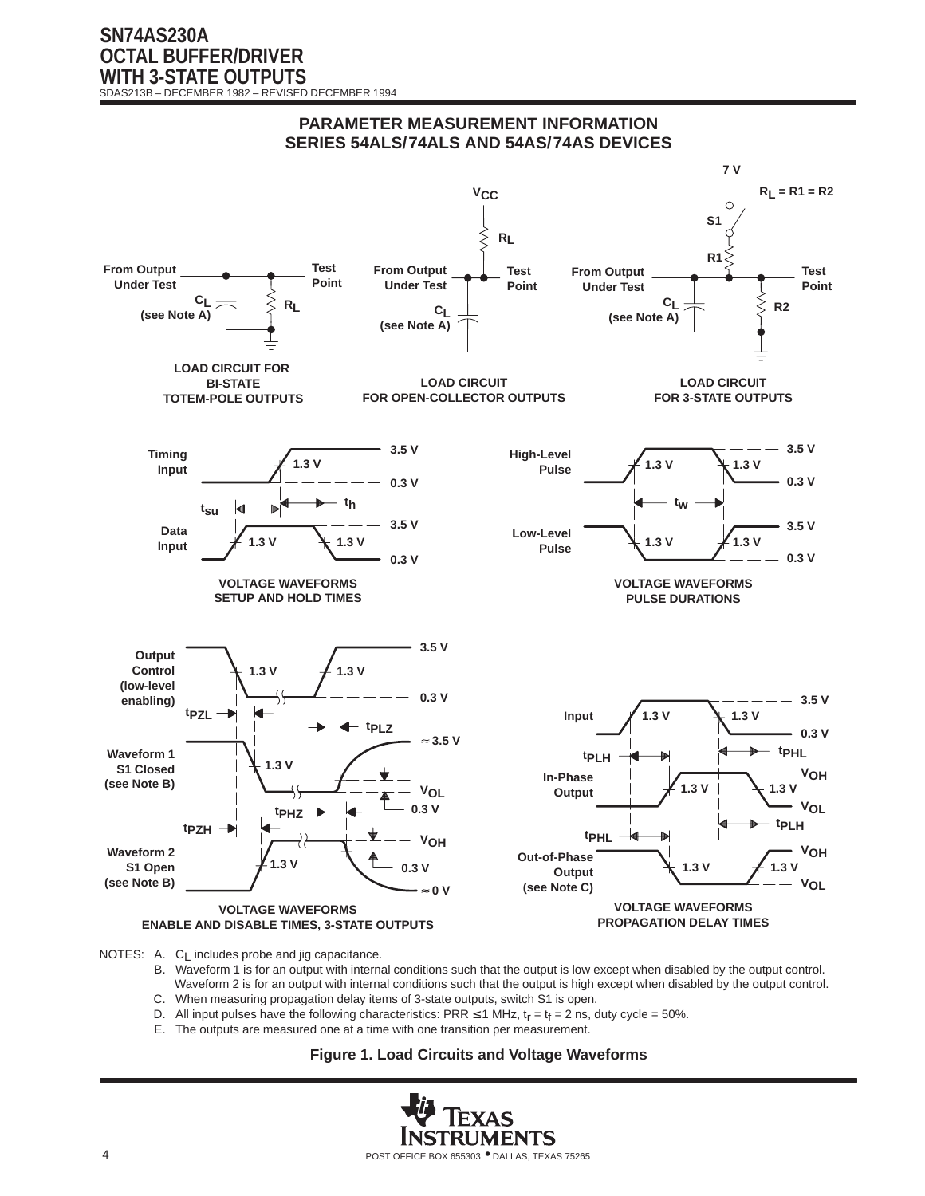## PARAMETER MEASUREMENT INFORMATION
## SERIES 54ALS/74ALS AND 54AS/74AS DEVICES

From Output Under Test
Test Point
$C_L$ (see Note A)
$R_L$

LOAD CIRCUIT FOR BI-STATE TOTEM-POLE OUTPUTS

$V_{CC}$
$R_L$
From Output Under Test
Test Point
$C_L$ (see Note A)

LOAD CIRCUIT FOR OPEN-COLLECTOR OUTPUTS

7 V
$R_L = R1 = R2$
S1
R1
From Output Under Test
Test Point
$C_L$ (see Note A)
R2

LOAD CIRCUIT FOR 3-STATE OUTPUTS

Timing Input
Data Input
3.5 V
1.3 V
0.3 V
$t_{su}$
$t_h$

VOLTAGE WAVEFORMS SETUP AND HOLD TIMES

High-Level Pulse
Low-Level Pulse
3.5 V
1.3 V
0.3 V
$t_w$

VOLTAGE WAVEFORMS PULSE DURATIONS

Output Control (low-level enabling)
Waveform 1 S1 Closed (see Note B)
Waveform 2 S1 Open (see Note B)
3.5 V
1.3 V
0.3 V
$t_{PZL}$
$t_{PLZ}$
≈3.5 V
$V_{OL}$
$t_{PHZ}$
$t_{PZH}$
$V_{OH}$
≈0 V

VOLTAGE WAVEFORMS ENABLE AND DISABLE TIMES, 3-STATE OUTPUTS

Input
In-Phase Output
Out-of-Phase Output (see Note C)
3.5 V
1.3 V
0.3 V
$t_{PLH}$
$t_{PHL}$
$V_{OH}$
$V_{OL}$

VOLTAGE WAVEFORMS PROPAGATION DELAY TIMES

NOTES:
- A. $C_L$ includes probe and jig capacitance.
- B. Waveform 1 is for an output with internal conditions such that the output is low except when disabled by the output control. Waveform 2 is for an output with internal conditions such that the output is high except when disabled by the output control.
- C. When measuring propagation delay items of 3-state outputs, switch S1 is open.
- D. All input pulses have the following characteristics: PRR ≤ 1 MHz, $t_r = t_f = 2$ ns, duty cycle = 50%.
- E. The outputs are measured one at a time with one transition per measurement.

**Figure 1. Load Circuits and Voltage Waveforms**